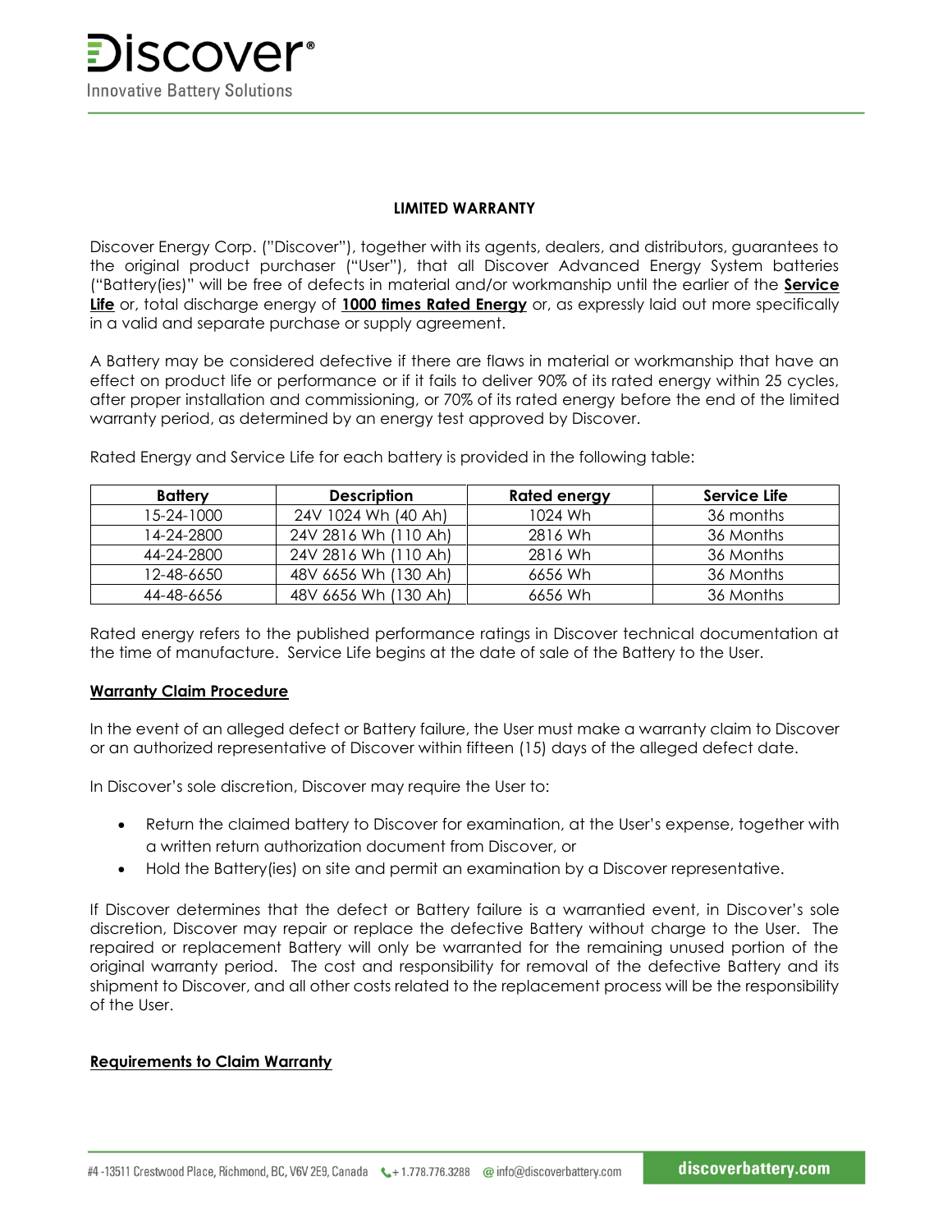## LIMITED WARRANTY

Discover Energy Corp. ("Discover"), together with its agents, dealers, and distributors, guarantees to the original product purchaser ("User"), that all Discover Advanced Energy System batteries ("Battery(ies)" will be free of defects in material and/or workmanship until the earlier of the **Service Life** or, total discharge energy of **1000 times Rated Energy** or, as expressly laid out more specifically in a valid and separate purchase or supply agreement.

A Battery may be considered defective if there are flaws in material or workmanship that have an effect on product life or performance or if it fails to deliver 90% of its rated energy within 25 cycles, after proper installation and commissioning, or 70% of its rated energy before the end of the limited warranty period, as determined by an energy test approved by Discover.

Rated Energy and Service Life for each battery is provided in the following table:

| Battery | Description | Rated energy | Service Life |
|---|---|---|---|
| 15-24-1000 | 24V 1024 Wh (40 Ah) | 1024 Wh | 36 months |
| 14-24-2800 | 24V 2816 Wh (110 Ah) | 2816 Wh | 36 Months |
| 44-24-2800 | 24V 2816 Wh (110 Ah) | 2816 Wh | 36 Months |
| 12-48-6650 | 48V 6656 Wh (130 Ah) | 6656 Wh | 36 Months |
| 44-48-6656 | 48V 6656 Wh (130 Ah) | 6656 Wh | 36 Months |

Rated energy refers to the published performance ratings in Discover technical documentation at the time of manufacture. Service Life begins at the date of sale of the Battery to the User.

### Warranty Claim Procedure

In the event of an alleged defect or Battery failure, the User must make a warranty claim to Discover or an authorized representative of Discover within fifteen (15) days of the alleged defect date.

In Discover's sole discretion, Discover may require the User to:

- Return the claimed battery to Discover for examination, at the User's expense, together with a written return authorization document from Discover, or
- Hold the Battery(ies) on site and permit an examination by a Discover representative.

If Discover determines that the defect or Battery failure is a warrantied event, in Discover's sole discretion, Discover may repair or replace the defective Battery without charge to the User. The repaired or replacement Battery will only be warranted for the remaining unused portion of the original warranty period. The cost and responsibility for removal of the defective Battery and its shipment to Discover, and all other costs related to the replacement process will be the responsibility of the User.

### Requirements to Claim Warranty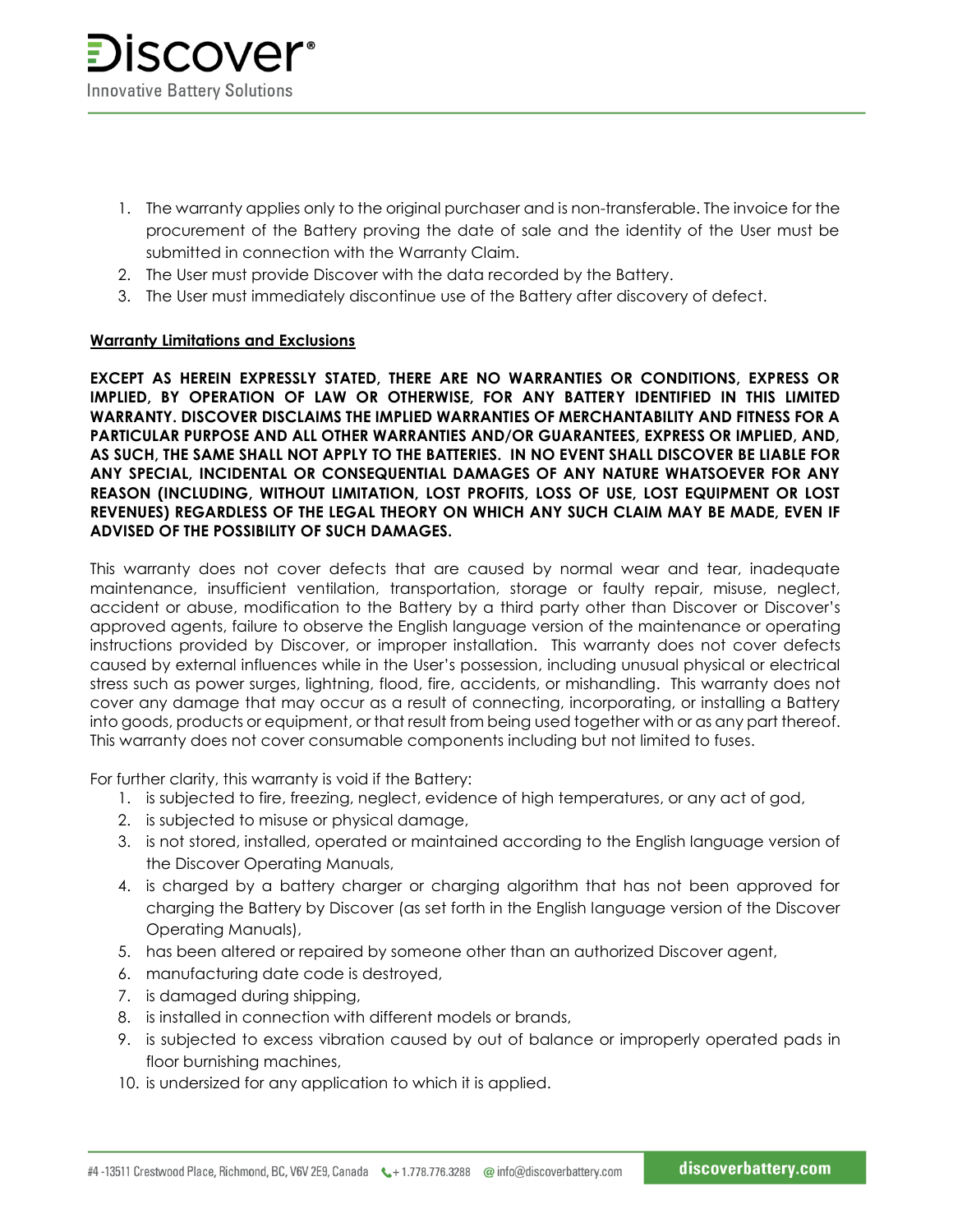1. The warranty applies only to the original purchaser and is non-transferable. The invoice for the procurement of the Battery proving the date of sale and the identity of the User must be submitted in connection with the Warranty Claim.
2. The User must provide Discover with the data recorded by the Battery.
3. The User must immediately discontinue use of the Battery after discovery of defect.

**Warranty Limitations and Exclusions**

**EXCEPT AS HEREIN EXPRESSLY STATED, THERE ARE NO WARRANTIES OR CONDITIONS, EXPRESS OR IMPLIED, BY OPERATION OF LAW OR OTHERWISE, FOR ANY BATTERY IDENTIFIED IN THIS LIMITED WARRANTY. DISCOVER DISCLAIMS THE IMPLIED WARRANTIES OF MERCHANTABILITY AND FITNESS FOR A PARTICULAR PURPOSE AND ALL OTHER WARRANTIES AND/OR GUARANTEES, EXPRESS OR IMPLIED, AND, AS SUCH, THE SAME SHALL NOT APPLY TO THE BATTERIES. IN NO EVENT SHALL DISCOVER BE LIABLE FOR ANY SPECIAL, INCIDENTAL OR CONSEQUENTIAL DAMAGES OF ANY NATURE WHATSOEVER FOR ANY REASON (INCLUDING, WITHOUT LIMITATION, LOST PROFITS, LOSS OF USE, LOST EQUIPMENT OR LOST REVENUES) REGARDLESS OF THE LEGAL THEORY ON WHICH ANY SUCH CLAIM MAY BE MADE, EVEN IF ADVISED OF THE POSSIBILITY OF SUCH DAMAGES.**

This warranty does not cover defects that are caused by normal wear and tear, inadequate maintenance, insufficient ventilation, transportation, storage or faulty repair, misuse, neglect, accident or abuse, modification to the Battery by a third party other than Discover or Discover's approved agents, failure to observe the English language version of the maintenance or operating instructions provided by Discover, or improper installation. This warranty does not cover defects caused by external influences while in the User's possession, including unusual physical or electrical stress such as power surges, lightning, flood, fire, accidents, or mishandling. This warranty does not cover any damage that may occur as a result of connecting, incorporating, or installing a Battery into goods, products or equipment, or that result from being used together with or as any part thereof. This warranty does not cover consumable components including but not limited to fuses.

For further clarity, this warranty is void if the Battery:

1. is subjected to fire, freezing, neglect, evidence of high temperatures, or any act of god,
2. is subjected to misuse or physical damage,
3. is not stored, installed, operated or maintained according to the English language version of the Discover Operating Manuals,
4. is charged by a battery charger or charging algorithm that has not been approved for charging the Battery by Discover (as set forth in the English language version of the Discover Operating Manuals),
5. has been altered or repaired by someone other than an authorized Discover agent,
6. manufacturing date code is destroyed,
7. is damaged during shipping,
8. is installed in connection with different models or brands,
9. is subjected to excess vibration caused by out of balance or improperly operated pads in floor burnishing machines,
10. is undersized for any application to which it is applied.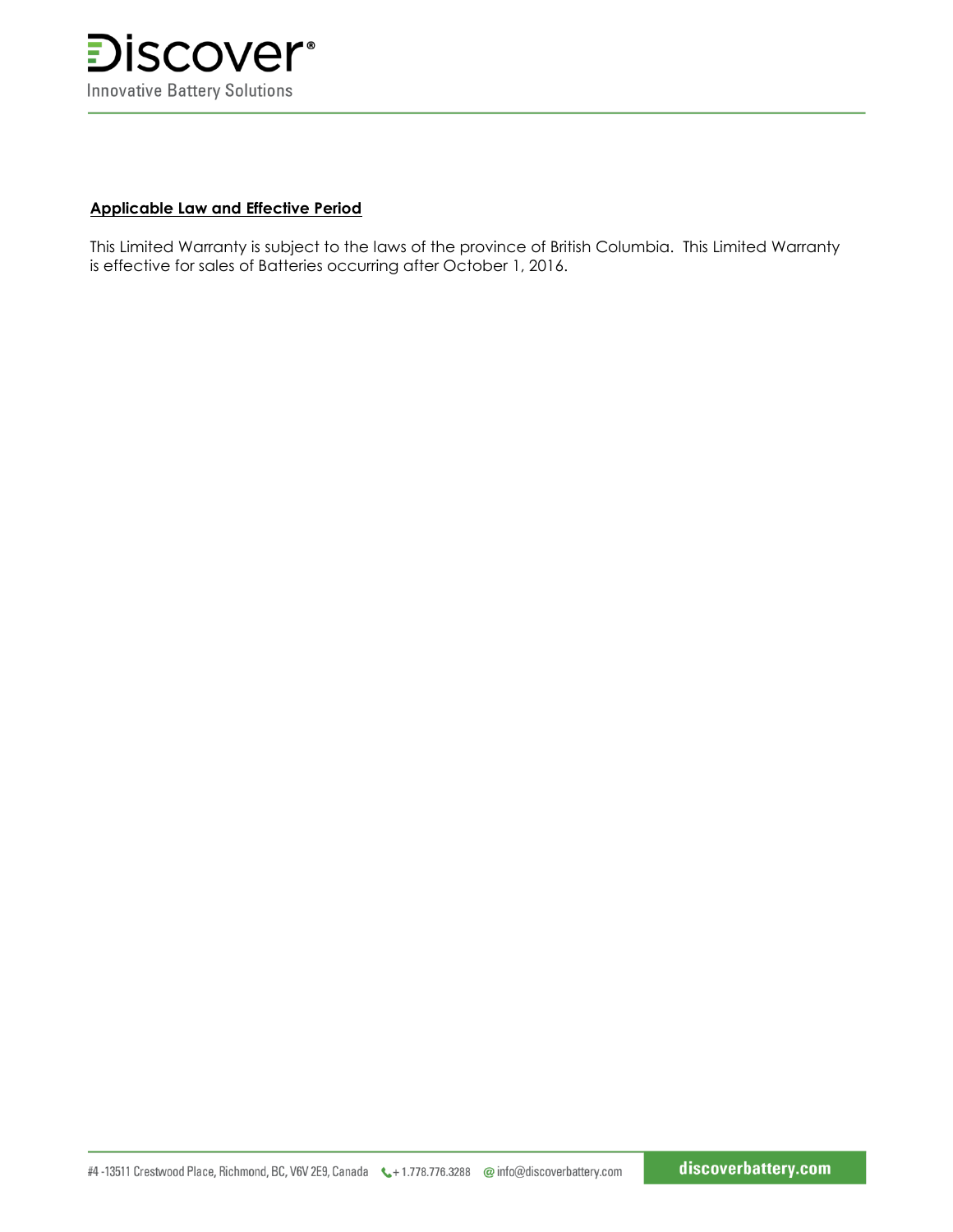**Applicable Law and Effective Period**

This Limited Warranty is subject to the laws of the province of British Columbia. This Limited Warranty is effective for sales of Batteries occurring after October 1, 2016.